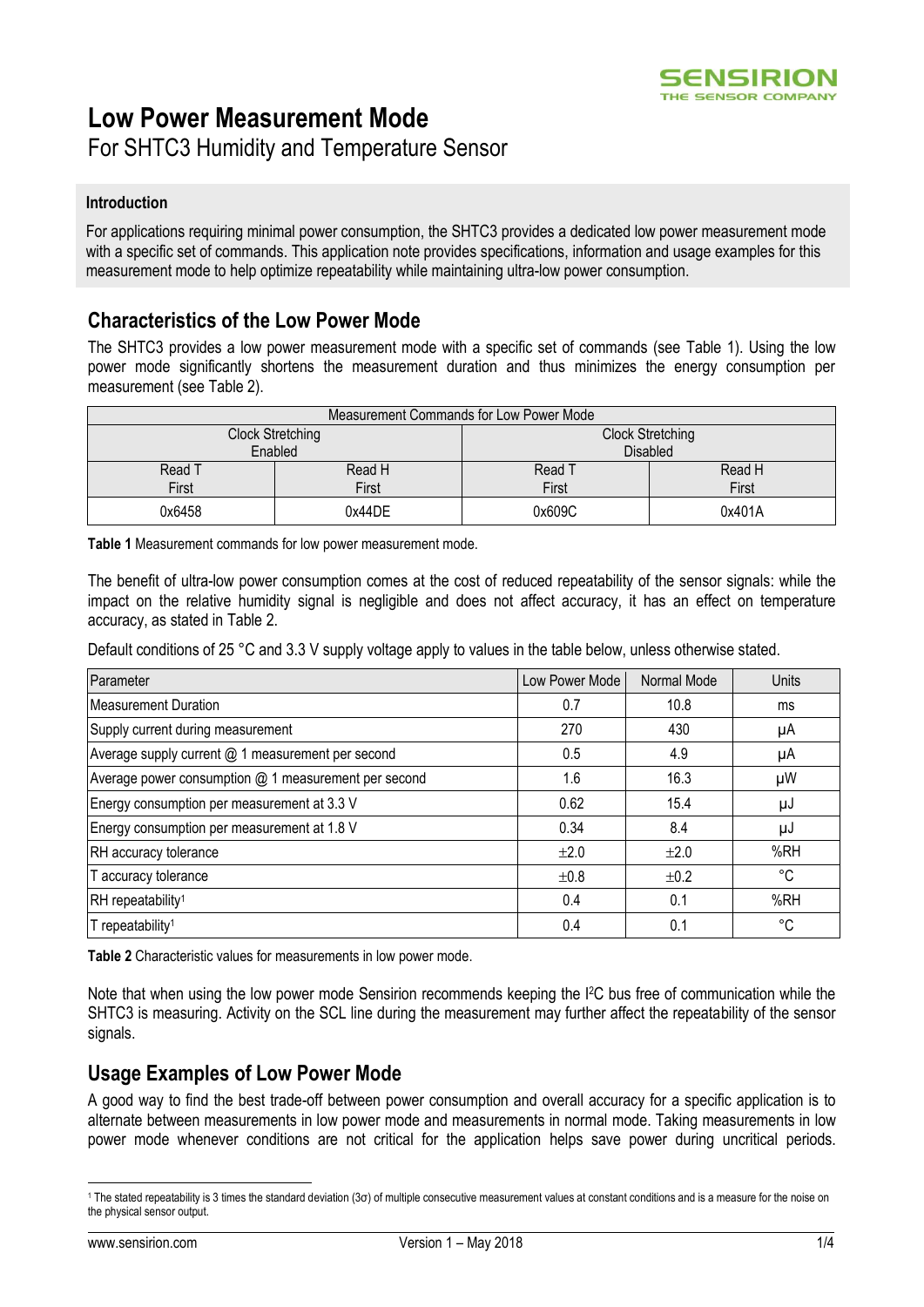# Low Power Measurement Mode

For SHTC3 Humidity and Temperature Sensor

### Introduction

For applications requiring minimal power consumption, the SHTC3 provides a dedicated low power measurement mode with a specific set of commands. This application note provides specifications, information and usage examples for this measurement mode to help optimize repeatability while maintaining ultra-low power consumption.

## Characteristics of the Low Power Mode

The SHTC3 provides a low power measurement mode with a specific set of commands (see Table 1). Using the low power mode significantly shortens the measurement duration and thus minimizes the energy consumption per measurement (see Table 2).

| Measurement Commands for Low Power Mode | | | |
|---|---|---|---|
| Clock Stretching Enabled | | Clock Stretching Disabled | |
| Read T First | Read H First | Read T First | Read H First |
| 0x6458 | 0x44DE | 0x609C | 0x401A |

**Table 1** Measurement commands for low power measurement mode.

The benefit of ultra-low power consumption comes at the cost of reduced repeatability of the sensor signals: while the impact on the relative humidity signal is negligible and does not affect accuracy, it has an effect on temperature accuracy, as stated in Table 2.

Default conditions of 25 °C and 3.3 V supply voltage apply to values in the table below, unless otherwise stated.

| Parameter | Low Power Mode | Normal Mode | Units |
|---|---|---|---|
| Measurement Duration | 0.7 | 10.8 | ms |
| Supply current during measurement | 270 | 430 | μA |
| Average supply current @ 1 measurement per second | 0.5 | 4.9 | μA |
| Average power consumption @ 1 measurement per second | 1.6 | 16.3 | μW |
| Energy consumption per measurement at 3.3 V | 0.62 | 15.4 | μJ |
| Energy consumption per measurement at 1.8 V | 0.34 | 8.4 | μJ |
| RH accuracy tolerance | ±2.0 | ±2.0 | %RH |
| T accuracy tolerance | ±0.8 | ±0.2 | °C |
| RH repeatability[1] | 0.4 | 0.1 | %RH |
| T repeatability[1] | 0.4 | 0.1 | °C |

**Table 2** Characteristic values for measurements in low power mode.

Note that when using the low power mode Sensirion recommends keeping the I²C bus free of communication while the SHTC3 is measuring. Activity on the SCL line during the measurement may further affect the repeatability of the sensor signals.

## Usage Examples of Low Power Mode

A good way to find the best trade-off between power consumption and overall accuracy for a specific application is to alternate between measurements in low power mode and measurements in normal mode. Taking measurements in low power mode whenever conditions are not critical for the application helps save power during uncritical periods.

[1] The stated repeatability is 3 times the standard deviation ($3\sigma$) of multiple consecutive measurement values at constant conditions and is a measure for the noise on the physical sensor output.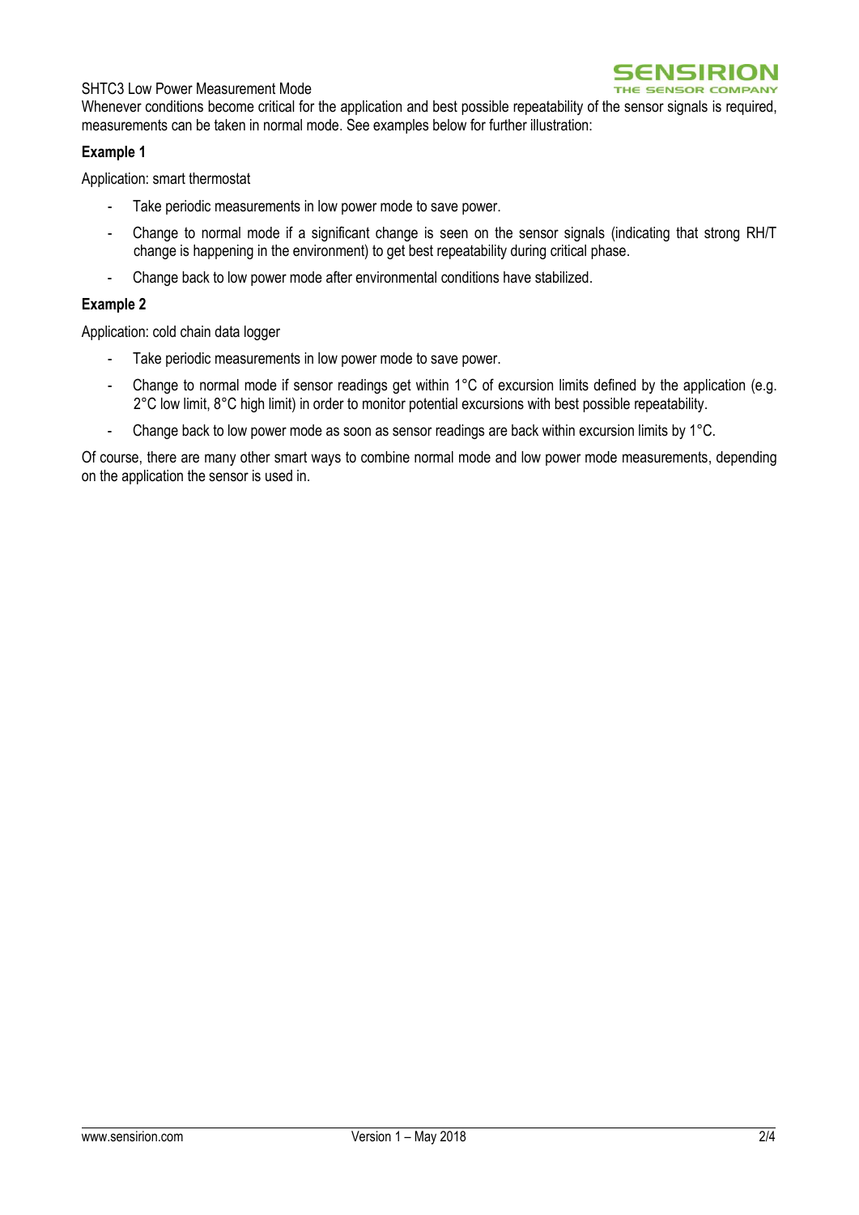Whenever conditions become critical for the application and best possible repeatability of the sensor signals is required, measurements can be taken in normal mode. See examples below for further illustration:

**Example 1**

Application: smart thermostat

- Take periodic measurements in low power mode to save power.
- Change to normal mode if a significant change is seen on the sensor signals (indicating that strong RH/T change is happening in the environment) to get best repeatability during critical phase.
- Change back to low power mode after environmental conditions have stabilized.

**Example 2**

Application: cold chain data logger

- Take periodic measurements in low power mode to save power.
- Change to normal mode if sensor readings get within 1°C of excursion limits defined by the application (e.g. 2°C low limit, 8°C high limit) in order to monitor potential excursions with best possible repeatability.
- Change back to low power mode as soon as sensor readings are back within excursion limits by 1°C.

Of course, there are many other smart ways to combine normal mode and low power mode measurements, depending on the application the sensor is used in.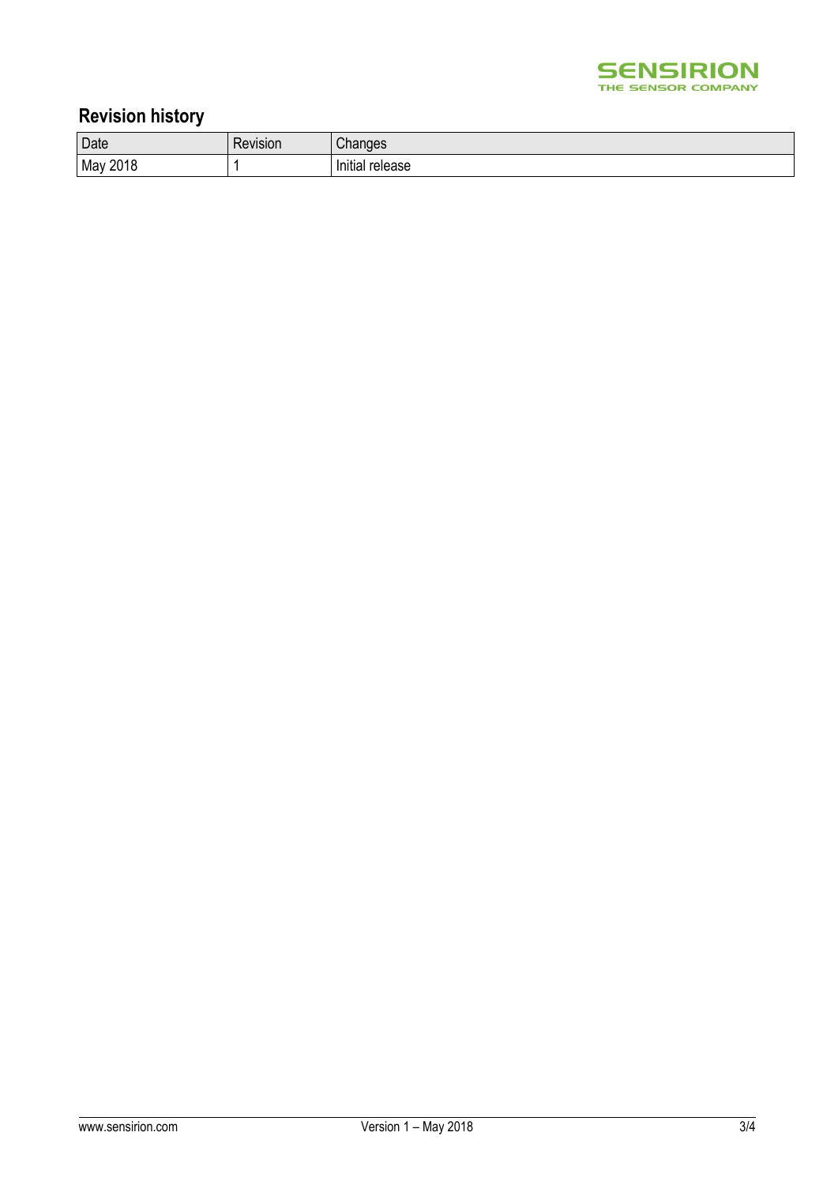## Revision history

| Date | Revision | Changes |
|---|---|---|
| May 2018 | 1 | Initial release |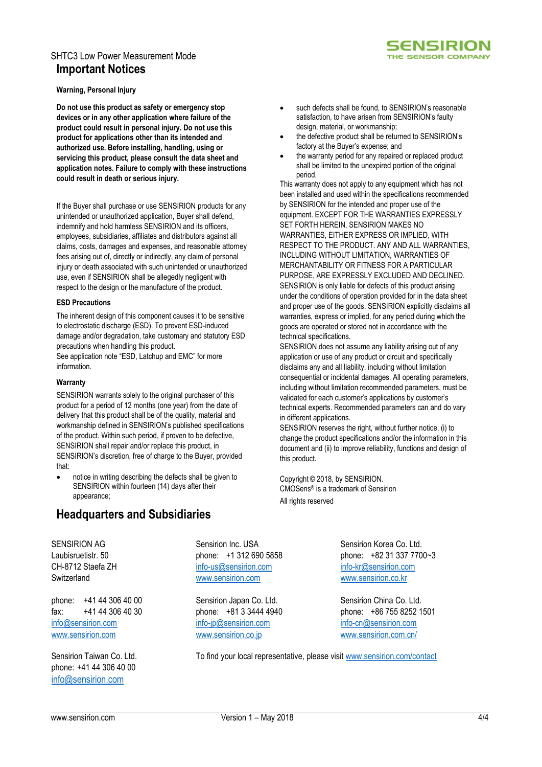## Important Notices

**Warning, Personal Injury**

**Do not use this product as safety or emergency stop devices or in any other application where failure of the product could result in personal injury. Do not use this product for applications other than its intended and authorized use. Before installing, handling, using or servicing this product, please consult the data sheet and application notes. Failure to comply with these instructions could result in death or serious injury.**

If the Buyer shall purchase or use SENSIRION products for any unintended or unauthorized application, Buyer shall defend, indemnify and hold harmless SENSIRION and its officers, employees, subsidiaries, affiliates and distributors against all claims, costs, damages and expenses, and reasonable attorney fees arising out of, directly or indirectly, any claim of personal injury or death associated with such unintended or unauthorized use, even if SENSIRION shall be allegedly negligent with respect to the design or the manufacture of the product.

**ESD Precautions**

The inherent design of this component causes it to be sensitive to electrostatic discharge (ESD). To prevent ESD-induced damage and/or degradation, take customary and statutory ESD precautions when handling this product.
See application note "ESD, Latchup and EMC" for more information.

**Warranty**

SENSIRION warrants solely to the original purchaser of this product for a period of 12 months (one year) from the date of delivery that this product shall be of the quality, material and workmanship defined in SENSIRION's published specifications of the product. Within such period, if proven to be defective, SENSIRION shall repair and/or replace this product, in SENSIRION's discretion, free of charge to the Buyer, provided that:

- notice in writing describing the defects shall be given to SENSIRION within fourteen (14) days after their appearance;
- such defects shall be found, to SENSIRION's reasonable satisfaction, to have arisen from SENSIRION's faulty design, material, or workmanship;
- the defective product shall be returned to SENSIRION's factory at the Buyer's expense; and
- the warranty period for any repaired or replaced product shall be limited to the unexpired portion of the original period.

This warranty does not apply to any equipment which has not been installed and used within the specifications recommended by SENSIRION for the intended and proper use of the equipment. EXCEPT FOR THE WARRANTIES EXPRESSLY SET FORTH HEREIN, SENSIRION MAKES NO WARRANTIES, EITHER EXPRESS OR IMPLIED, WITH RESPECT TO THE PRODUCT. ANY AND ALL WARRANTIES, INCLUDING WITHOUT LIMITATION, WARRANTIES OF MERCHANTABILITY OR FITNESS FOR A PARTICULAR PURPOSE, ARE EXPRESSLY EXCLUDED AND DECLINED.
SENSIRION is only liable for defects of this product arising under the conditions of operation provided for in the data sheet and proper use of the goods. SENSIRION explicitly disclaims all warranties, express or implied, for any period during which the goods are operated or stored not in accordance with the technical specifications.
SENSIRION does not assume any liability arising out of any application or use of any product or circuit and specifically disclaims any and all liability, including without limitation consequential or incidental damages. All operating parameters, including without limitation recommended parameters, must be validated for each customer's applications by customer's technical experts. Recommended parameters can and do vary in different applications.
SENSIRION reserves the right, without further notice, (i) to change the product specifications and/or the information in this document and (ii) to improve reliability, functions and design of this product.

Copyright © 2018, by SENSIRION.
CMOSens® is a trademark of Sensirion
All rights reserved

## Headquarters and Subsidiaries

SENSIRION AG
Laubisruetistr. 50
CH-8712 Staefa ZH
Switzerland

phone: +41 44 306 40 00
fax: +41 44 306 40 30
info@sensirion.com
www.sensirion.com

Sensirion Taiwan Co. Ltd.
phone: +41 44 306 40 00
info@sensirion.com

Sensirion Inc. USA
phone: +1 312 690 5858
info-us@sensirion.com
www.sensirion.com

Sensirion Japan Co. Ltd.
phone: +81 3 3444 4940
info-jp@sensirion.com
www.sensirion.co.jp

Sensirion Korea Co. Ltd.
phone: +82 31 337 7700~3
info-kr@sensirion.com
www.sensirion.co.kr

Sensirion China Co. Ltd.
phone: +86 755 8252 1501
info-cn@sensirion.com
www.sensirion.com.cn/

To find your local representative, please visit www.sensirion.com/contact